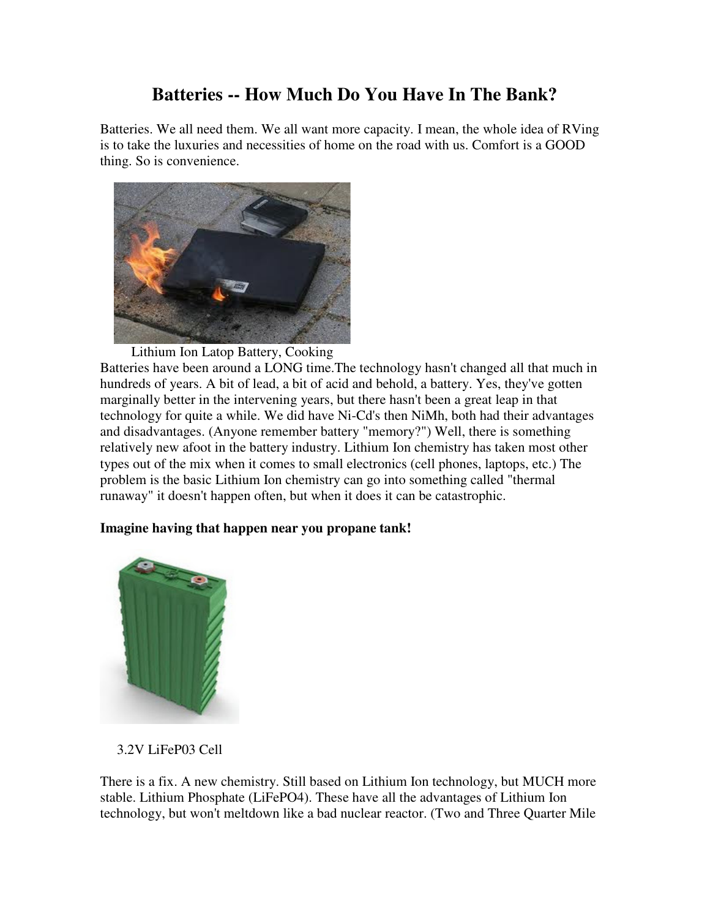# Batteries -- How Much Do You Have In The Bank?

Batteries. We all need them. We all want more capacity. I mean, the whole idea of RVing is to take the luxuries and necessities of home on the road with us. Comfort is a GOOD thing. So is convenience.

Lithium Ion Latop Battery, Cooking

Batteries have been around a LONG time.The technology hasn't changed all that much in hundreds of years. A bit of lead, a bit of acid and behold, a battery. Yes, they've gotten marginally better in the intervening years, but there hasn't been a great leap in that technology for quite a while. We did have Ni-Cd's then NiMh, both had their advantages and disadvantages. (Anyone remember battery "memory?") Well, there is something relatively new afoot in the battery industry. Lithium Ion chemistry has taken most other types out of the mix when it comes to small electronics (cell phones, laptops, etc.) The problem is the basic Lithium Ion chemistry can go into something called "thermal runaway" it doesn't happen often, but when it does it can be catastrophic.

**Imagine having that happen near you propane tank!**

3.2V LiFeP03 Cell

There is a fix. A new chemistry. Still based on Lithium Ion technology, but MUCH more stable. Lithium Phosphate ($LiFePO_4$). These have all the advantages of Lithium Ion technology, but won't meltdown like a bad nuclear reactor. (Two and Three Quarter Mile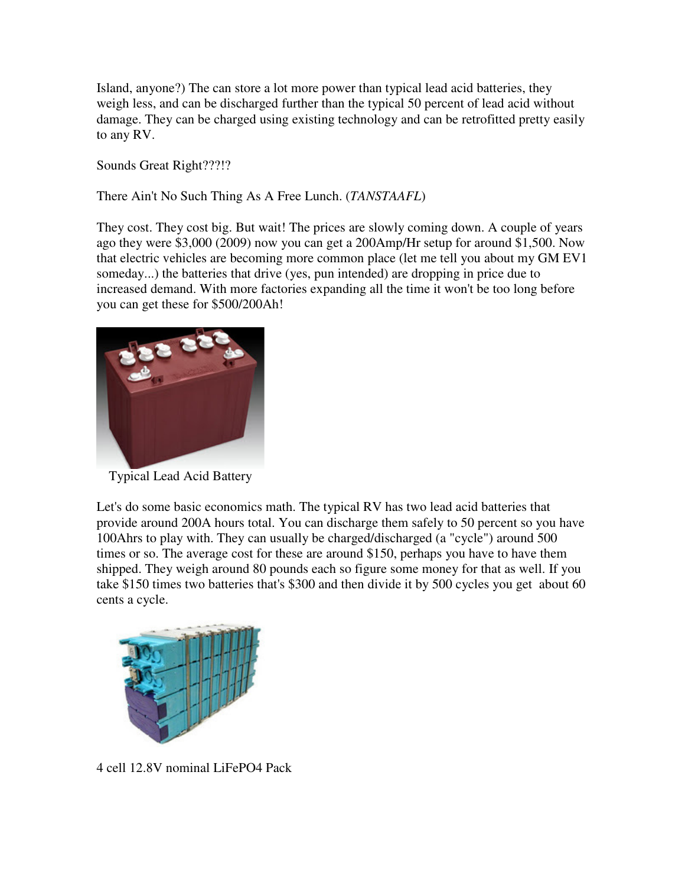Island, anyone?) The can store a lot more power than typical lead acid batteries, they weigh less, and can be discharged further than the typical 50 percent of lead acid without damage. They can be charged using existing technology and can be retrofitted pretty easily to any RV.

Sounds Great Right???!?

There Ain't No Such Thing As A Free Lunch. (*TANSTAAFL*)

They cost. They cost big. But wait! The prices are slowly coming down. A couple of years ago they were $3,000 (2009) now you can get a 200Amp/Hr setup for around $1,500. Now that electric vehicles are becoming more common place (let me tell you about my GM EV1 someday...) the batteries that drive (yes, pun intended) are dropping in price due to increased demand. With more factories expanding all the time it won't be too long before you can get these for $500/200Ah!

Typical Lead Acid Battery

Let's do some basic economics math. The typical RV has two lead acid batteries that provide around 200A hours total. You can discharge them safely to 50 percent so you have 100Ahrs to play with. They can usually be charged/discharged (a "cycle") around 500 times or so. The average cost for these are around $150, perhaps you have to have them shipped. They weigh around 80 pounds each so figure some money for that as well. If you take $150 times two batteries that's $300 and then divide it by 500 cycles you get about 60 cents a cycle.

4 cell 12.8V nominal LiFePO4 Pack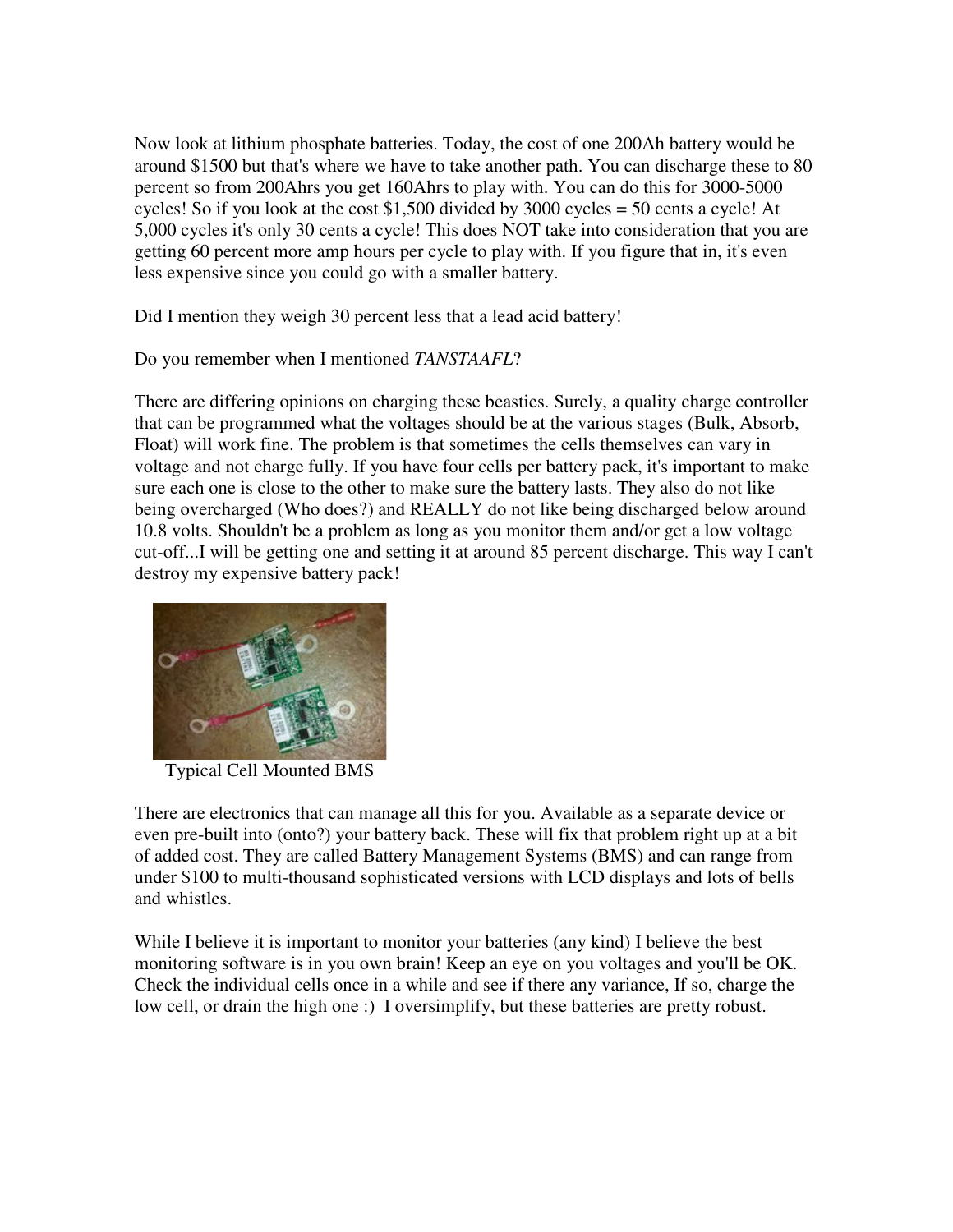Now look at lithium phosphate batteries. Today, the cost of one 200Ah battery would be around $1500 but that's where we have to take another path. You can discharge these to 80 percent so from 200Ahrs you get 160Ahrs to play with. You can do this for 3000-5000 cycles! So if you look at the cost $1,500 divided by 3000 cycles = 50 cents a cycle! At 5,000 cycles it's only 30 cents a cycle! This does NOT take into consideration that you are getting 60 percent more amp hours per cycle to play with. If you figure that in, it's even less expensive since you could go with a smaller battery.

Did I mention they weigh 30 percent less that a lead acid battery!

Do you remember when I mentioned *TANSTAAFL*?

There are differing opinions on charging these beasties. Surely, a quality charge controller that can be programmed what the voltages should be at the various stages (Bulk, Absorb, Float) will work fine. The problem is that sometimes the cells themselves can vary in voltage and not charge fully. If you have four cells per battery pack, it's important to make sure each one is close to the other to make sure the battery lasts. They also do not like being overcharged (Who does?) and REALLY do not like being discharged below around 10.8 volts. Shouldn't be a problem as long as you monitor them and/or get a low voltage cut-off...I will be getting one and setting it at around 85 percent discharge. This way I can't destroy my expensive battery pack!

Typical Cell Mounted BMS

There are electronics that can manage all this for you. Available as a separate device or even pre-built into (onto?) your battery back. These will fix that problem right up at a bit of added cost. They are called Battery Management Systems (BMS) and can range from under $100 to multi-thousand sophisticated versions with LCD displays and lots of bells and whistles.

While I believe it is important to monitor your batteries (any kind) I believe the best monitoring software is in you own brain! Keep an eye on you voltages and you'll be OK. Check the individual cells once in a while and see if there any variance, If so, charge the low cell, or drain the high one :) I oversimplify, but these batteries are pretty robust.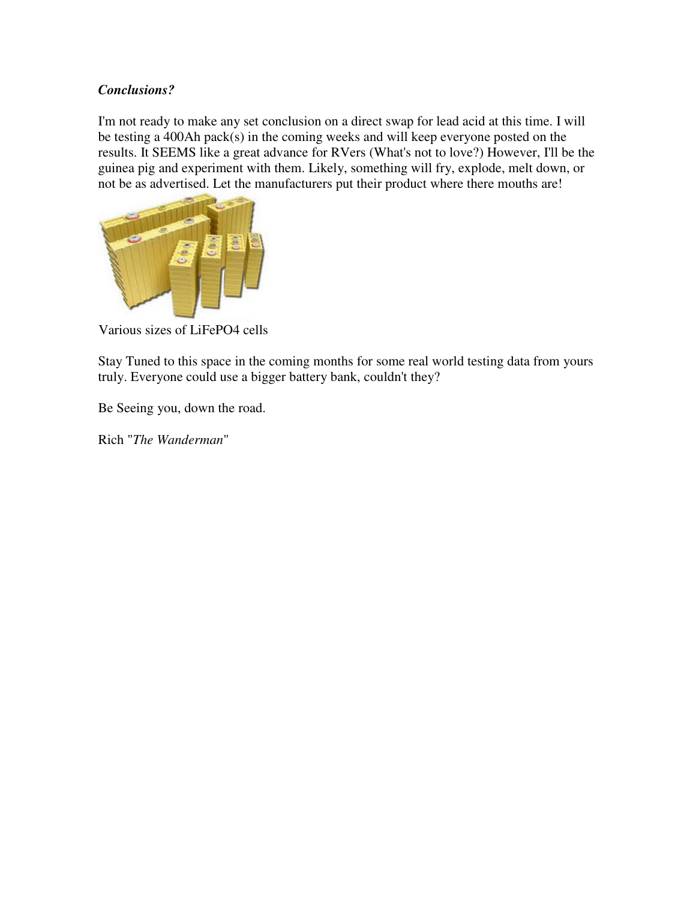***Conclusions?***

I'm not ready to make any set conclusion on a direct swap for lead acid at this time. I will be testing a 400Ah pack(s) in the coming weeks and will keep everyone posted on the results. It SEEMS like a great advance for RVers (What's not to love?) However, I'll be the guinea pig and experiment with them. Likely, something will fry, explode, melt down, or not be as advertised. Let the manufacturers put their product where there mouths are!

Various sizes of LiFePO4 cells

Stay Tuned to this space in the coming months for some real world testing data from yours truly. Everyone could use a bigger battery bank, couldn't they?

Be Seeing you, down the road.

Rich "*The Wanderman*"